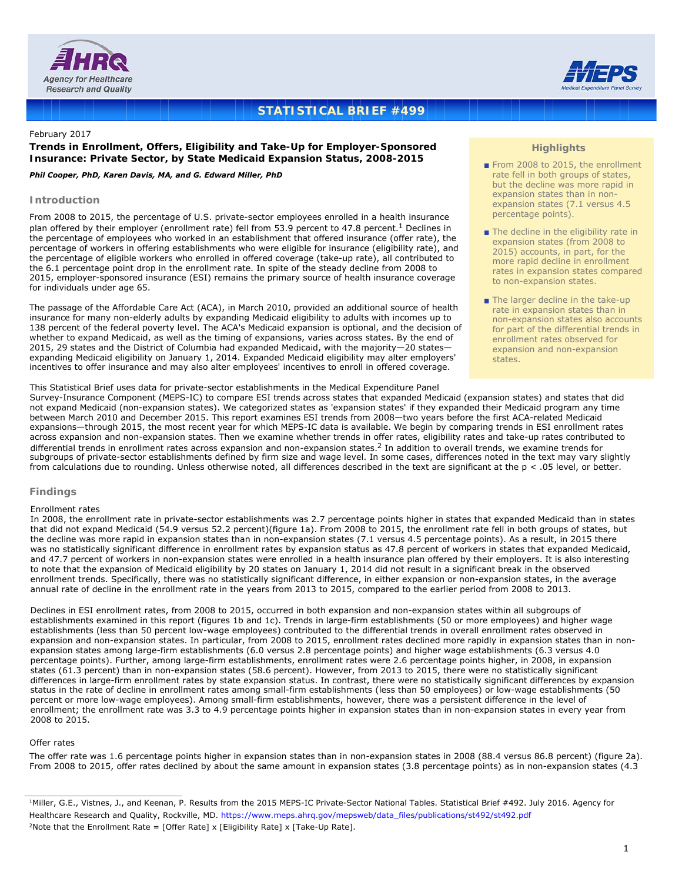STATISTICAL BRIEF #499

February 2017

**Trends in Enrollment, Offers, Eligibility and Take-Up for Employer-Sponsored Insurance: Private Sector, by State Medicaid Expansion Status, 2008-2015**

***Phil Cooper, PhD, Karen Davis, MA, and G. Edward Miller, PhD***

## Highlights

- From 2008 to 2015, the enrollment rate fell in both groups of states, but the decline was more rapid in expansion states than in non-expansion states (7.1 versus 4.5 percentage points).
- The decline in the eligibility rate in expansion states (from 2008 to 2015) accounts, in part, for the more rapid decline in enrollment rates in expansion states compared to non-expansion states.
- The larger decline in the take-up rate in expansion states than in non-expansion states also accounts for part of the differential trends in enrollment rates observed for expansion and non-expansion states.

## Introduction

From 2008 to 2015, the percentage of U.S. private-sector employees enrolled in a health insurance plan offered by their employer (enrollment rate) fell from 53.9 percent to 47.8 percent.[1] Declines in the percentage of employees who worked in an establishment that offered insurance (offer rate), the percentage of workers in offering establishments who were eligible for insurance (eligibility rate), and the percentage of eligible workers who enrolled in offered coverage (take-up rate), all contributed to the 6.1 percentage point drop in the enrollment rate. In spite of the steady decline from 2008 to 2015, employer-sponsored insurance (ESI) remains the primary source of health insurance coverage for individuals under age 65.

The passage of the Affordable Care Act (ACA), in March 2010, provided an additional source of health insurance for many non-elderly adults by expanding Medicaid eligibility to adults with incomes up to 138 percent of the federal poverty level. The ACA's Medicaid expansion is optional, and the decision of whether to expand Medicaid, as well as the timing of expansions, varies across states. By the end of 2015, 29 states and the District of Columbia had expanded Medicaid, with the majority—20 states—expanding Medicaid eligibility on January 1, 2014. Expanded Medicaid eligibility may alter employers' incentives to offer insurance and may also alter employees' incentives to enroll in offered coverage.

This Statistical Brief uses data for private-sector establishments in the Medical Expenditure Panel Survey-Insurance Component (MEPS-IC) to compare ESI trends across states that expanded Medicaid (expansion states) and states that did not expand Medicaid (non-expansion states). We categorized states as 'expansion states' if they expanded their Medicaid program any time between March 2010 and December 2015. This report examines ESI trends from 2008—two years before the first ACA-related Medicaid expansions—through 2015, the most recent year for which MEPS-IC data is available. We begin by comparing trends in ESI enrollment rates across expansion and non-expansion states. Then we examine whether trends in offer rates, eligibility rates and take-up rates contributed to differential trends in enrollment rates across expansion and non-expansion states.[2] In addition to overall trends, we examine trends for subgroups of private-sector establishments defined by firm size and wage level. In some cases, differences noted in the text may vary slightly from calculations due to rounding. Unless otherwise noted, all differences described in the text are significant at the $p < .05$ level, or better.

## Findings

### Enrollment rates

In 2008, the enrollment rate in private-sector establishments was 2.7 percentage points higher in states that expanded Medicaid than in states that did not expand Medicaid (54.9 versus 52.2 percent)(figure 1a). From 2008 to 2015, the enrollment rate fell in both groups of states, but the decline was more rapid in expansion states than in non-expansion states (7.1 versus 4.5 percentage points). As a result, in 2015 there was no statistically significant difference in enrollment rates by expansion status as 47.8 percent of workers in states that expanded Medicaid, and 47.7 percent of workers in non-expansion states were enrolled in a health insurance plan offered by their employers. It is also interesting to note that the expansion of Medicaid eligibility by 20 states on January 1, 2014 did not result in a significant break in the observed enrollment trends. Specifically, there was no statistically significant difference, in either expansion or non-expansion states, in the average annual rate of decline in the enrollment rate in the years from 2013 to 2015, compared to the earlier period from 2008 to 2013.

Declines in ESI enrollment rates, from 2008 to 2015, occurred in both expansion and non-expansion states within all subgroups of establishments examined in this report (figures 1b and 1c). Trends in large-firm establishments (50 or more employees) and higher wage establishments (less than 50 percent low-wage employees) contributed to the differential trends in overall enrollment rates observed in expansion and non-expansion states. In particular, from 2008 to 2015, enrollment rates declined more rapidly in expansion states than in non-expansion states among large-firm establishments (6.0 versus 2.8 percentage points) and higher wage establishments (6.3 versus 4.0 percentage points). Further, among large-firm establishments, enrollment rates were 2.6 percentage points higher, in 2008, in expansion states (61.3 percent) than in non-expansion states (58.6 percent). However, from 2013 to 2015, there were no statistically significant differences in large-firm enrollment rates by state expansion status. In contrast, there were no statistically significant differences by expansion status in the rate of decline in enrollment rates among small-firm establishments (less than 50 employees) or low-wage establishments (50 percent or more low-wage employees). Among small-firm establishments, however, there was a persistent difference in the level of enrollment; the enrollment rate was 3.3 to 4.9 percentage points higher in expansion states than in non-expansion states in every year from 2008 to 2015.

### Offer rates

The offer rate was 1.6 percentage points higher in expansion states than in non-expansion states in 2008 (88.4 versus 86.8 percent) (figure 2a). From 2008 to 2015, offer rates declined by about the same amount in expansion states (3.8 percentage points) as in non-expansion states (4.3

[1] Miller, G.E., Vistnes, J., and Keenan, P. Results from the 2015 MEPS-IC Private-Sector National Tables. Statistical Brief #492. July 2016. Agency for Healthcare Research and Quality, Rockville, MD. https://www.meps.ahrq.gov/mepsweb/data_files/publications/st492/st492.pdf

[2] Note that the Enrollment Rate = [Offer Rate] x [Eligibility Rate] x [Take-Up Rate].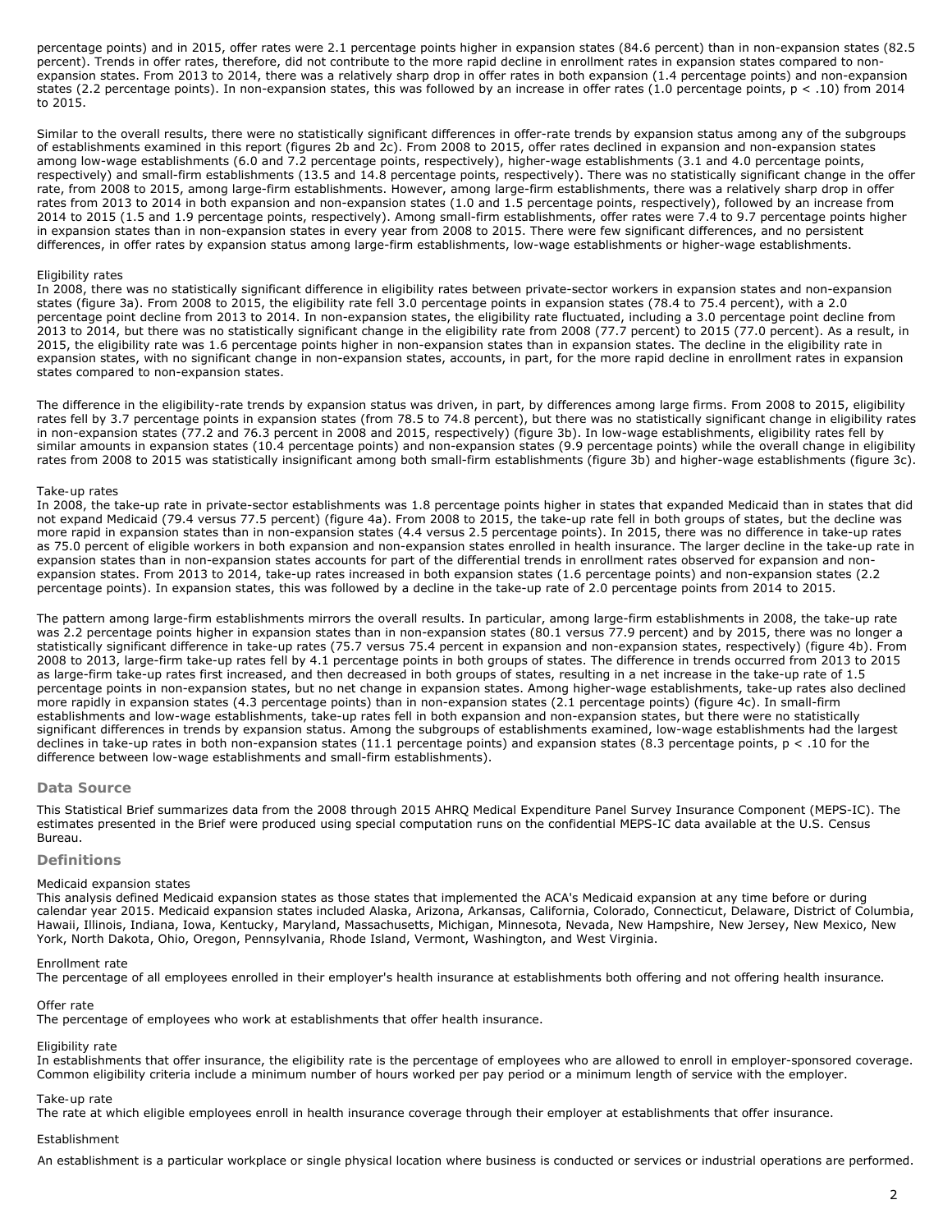percentage points) and in 2015, offer rates were 2.1 percentage points higher in expansion states (84.6 percent) than in non-expansion states (82.5 percent). Trends in offer rates, therefore, did not contribute to the more rapid decline in enrollment rates in expansion states compared to non-expansion states. From 2013 to 2014, there was a relatively sharp drop in offer rates in both expansion (1.4 percentage points) and non-expansion states (2.2 percentage points). In non-expansion states, this was followed by an increase in offer rates (1.0 percentage points, $p < .10$) from 2014 to 2015.

Similar to the overall results, there were no statistically significant differences in offer-rate trends by expansion status among any of the subgroups of establishments examined in this report (figures 2b and 2c). From 2008 to 2015, offer rates declined in expansion and non-expansion states among low-wage establishments (6.0 and 7.2 percentage points, respectively), higher-wage establishments (3.1 and 4.0 percentage points, respectively) and small-firm establishments (13.5 and 14.8 percentage points, respectively). There was no statistically significant change in the offer rate, from 2008 to 2015, among large-firm establishments. However, among large-firm establishments, there was a relatively sharp drop in offer rates from 2013 to 2014 in both expansion and non-expansion states (1.0 and 1.5 percentage points, respectively), followed by an increase from 2014 to 2015 (1.5 and 1.9 percentage points, respectively). Among small-firm establishments, offer rates were 7.4 to 9.7 percentage points higher in expansion states than in non-expansion states in every year from 2008 to 2015. There were few significant differences, and no persistent differences, in offer rates by expansion status among large-firm establishments, low-wage establishments or higher-wage establishments.

Eligibility rates

In 2008, there was no statistically significant difference in eligibility rates between private-sector workers in expansion states and non-expansion states (figure 3a). From 2008 to 2015, the eligibility rate fell 3.0 percentage points in expansion states (78.4 to 75.4 percent), with a 2.0 percentage point decline from 2013 to 2014. In non-expansion states, the eligibility rate fluctuated, including a 3.0 percentage point decline from 2013 to 2014, but there was no statistically significant change in the eligibility rate from 2008 (77.7 percent) to 2015 (77.0 percent). As a result, in 2015, the eligibility rate was 1.6 percentage points higher in non-expansion states than in expansion states. The decline in the eligibility rate in expansion states, with no significant change in non-expansion states, accounts, in part, for the more rapid decline in enrollment rates in expansion states compared to non-expansion states.

The difference in the eligibility-rate trends by expansion status was driven, in part, by differences among large firms. From 2008 to 2015, eligibility rates fell by 3.7 percentage points in expansion states (from 78.5 to 74.8 percent), but there was no statistically significant change in eligibility rates in non-expansion states (77.2 and 76.3 percent in 2008 and 2015, respectively) (figure 3b). In low-wage establishments, eligibility rates fell by similar amounts in expansion states (10.4 percentage points) and non-expansion states (9.9 percentage points) while the overall change in eligibility rates from 2008 to 2015 was statistically insignificant among both small-firm establishments (figure 3b) and higher-wage establishments (figure 3c).

Take-up rates

In 2008, the take-up rate in private-sector establishments was 1.8 percentage points higher in states that expanded Medicaid than in states that did not expand Medicaid (79.4 versus 77.5 percent) (figure 4a). From 2008 to 2015, the take-up rate fell in both groups of states, but the decline was more rapid in expansion states than in non-expansion states (4.4 versus 2.5 percentage points). In 2015, there was no difference in take-up rates as 75.0 percent of eligible workers in both expansion and non-expansion states enrolled in health insurance. The larger decline in the take-up rate in expansion states than in non-expansion states accounts for part of the differential trends in enrollment rates observed for expansion and non-expansion states. From 2013 to 2014, take-up rates increased in both expansion states (1.6 percentage points) and non-expansion states (2.2 percentage points). In expansion states, this was followed by a decline in the take-up rate of 2.0 percentage points from 2014 to 2015.

The pattern among large-firm establishments mirrors the overall results. In particular, among large-firm establishments in 2008, the take-up rate was 2.2 percentage points higher in expansion states than in non-expansion states (80.1 versus 77.9 percent) and by 2015, there was no longer a statistically significant difference in take-up rates (75.7 versus 75.4 percent in expansion and non-expansion states, respectively) (figure 4b). From 2008 to 2013, large-firm take-up rates fell by 4.1 percentage points in both groups of states. The difference in trends occurred from 2013 to 2015 as large-firm take-up rates first increased, and then decreased in both groups of states, resulting in a net increase in the take-up rate of 1.5 percentage points in non-expansion states, but no net change in expansion states. Among higher-wage establishments, take-up rates also declined more rapidly in expansion states (4.3 percentage points) than in non-expansion states (2.1 percentage points) (figure 4c). In small-firm establishments and low-wage establishments, take-up rates fell in both expansion and non-expansion states, but there were no statistically significant differences in trends by expansion status. Among the subgroups of establishments examined, low-wage establishments had the largest declines in take-up rates in both non-expansion states (11.1 percentage points) and expansion states (8.3 percentage points, $p < .10$ for the difference between low-wage establishments and small-firm establishments).

## Data Source

This Statistical Brief summarizes data from the 2008 through 2015 AHRQ Medical Expenditure Panel Survey Insurance Component (MEPS-IC). The estimates presented in the Brief were produced using special computation runs on the confidential MEPS-IC data available at the U.S. Census Bureau.

## Definitions

Medicaid expansion states

This analysis defined Medicaid expansion states as those states that implemented the ACA's Medicaid expansion at any time before or during calendar year 2015. Medicaid expansion states included Alaska, Arizona, Arkansas, California, Colorado, Connecticut, Delaware, District of Columbia, Hawaii, Illinois, Indiana, Iowa, Kentucky, Maryland, Massachusetts, Michigan, Minnesota, Nevada, New Hampshire, New Jersey, New Mexico, New York, North Dakota, Ohio, Oregon, Pennsylvania, Rhode Island, Vermont, Washington, and West Virginia.

Enrollment rate

The percentage of all employees enrolled in their employer's health insurance at establishments both offering and not offering health insurance.

Offer rate

The percentage of employees who work at establishments that offer health insurance.

Eligibility rate

In establishments that offer insurance, the eligibility rate is the percentage of employees who are allowed to enroll in employer-sponsored coverage. Common eligibility criteria include a minimum number of hours worked per pay period or a minimum length of service with the employer.

Take-up rate

The rate at which eligible employees enroll in health insurance coverage through their employer at establishments that offer insurance.

Establishment

An establishment is a particular workplace or single physical location where business is conducted or services or industrial operations are performed.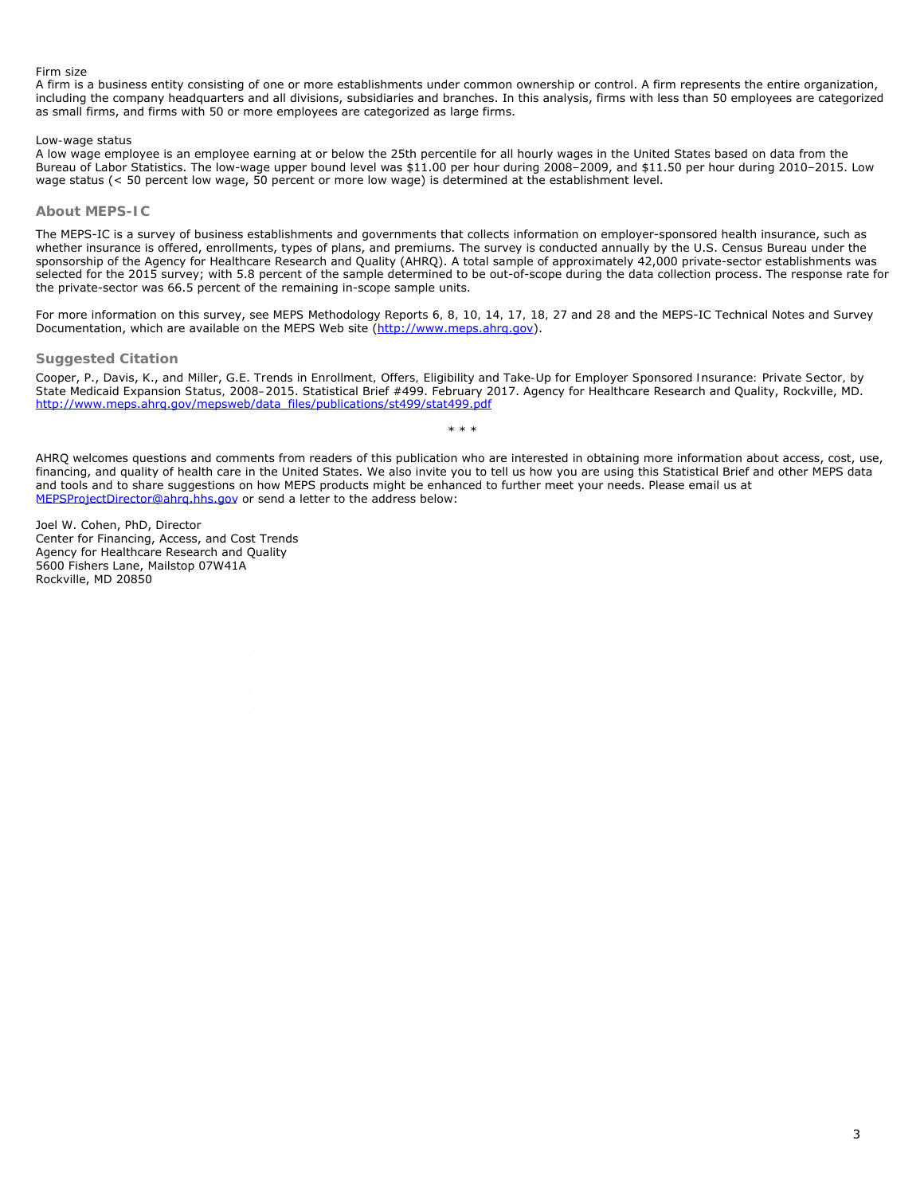Firm size

A firm is a business entity consisting of one or more establishments under common ownership or control. A firm represents the entire organization, including the company headquarters and all divisions, subsidiaries and branches. In this analysis, firms with less than 50 employees are categorized as small firms, and firms with 50 or more employees are categorized as large firms.

Low-wage status

A low wage employee is an employee earning at or below the 25th percentile for all hourly wages in the United States based on data from the Bureau of Labor Statistics. The low-wage upper bound level was $11.00 per hour during 2008–2009, and $11.50 per hour during 2010–2015. Low wage status (< 50 percent low wage, 50 percent or more low wage) is determined at the establishment level.

## About MEPS-IC

The MEPS-IC is a survey of business establishments and governments that collects information on employer-sponsored health insurance, such as whether insurance is offered, enrollments, types of plans, and premiums. The survey is conducted annually by the U.S. Census Bureau under the sponsorship of the Agency for Healthcare Research and Quality (AHRQ). A total sample of approximately 42,000 private-sector establishments was selected for the 2015 survey; with 5.8 percent of the sample determined to be out-of-scope during the data collection process. The response rate for the private-sector was 66.5 percent of the remaining in-scope sample units.

For more information on this survey, see MEPS Methodology Reports 6, 8, 10, 14, 17, 18, 27 and 28 and the MEPS-IC Technical Notes and Survey Documentation, which are available on the MEPS Web site (http://www.meps.ahrq.gov).

## Suggested Citation

Cooper, P., Davis, K., and Miller, G.E. Trends in Enrollment, Offers, Eligibility and Take-Up for Employer Sponsored Insurance: Private Sector, by State Medicaid Expansion Status, 2008–2015. Statistical Brief #499. February 2017. Agency for Healthcare Research and Quality, Rockville, MD. http://www.meps.ahrq.gov/mepsweb/data_files/publications/st499/stat499.pdf

\* \* \*

AHRQ welcomes questions and comments from readers of this publication who are interested in obtaining more information about access, cost, use, financing, and quality of health care in the United States. We also invite you to tell us how you are using this Statistical Brief and other MEPS data and tools and to share suggestions on how MEPS products might be enhanced to further meet your needs. Please email us at MEPSProjectDirector@ahrq.hhs.gov or send a letter to the address below:

Joel W. Cohen, PhD, Director
Center for Financing, Access, and Cost Trends
Agency for Healthcare Research and Quality
5600 Fishers Lane, Mailstop 07W41A
Rockville, MD 20850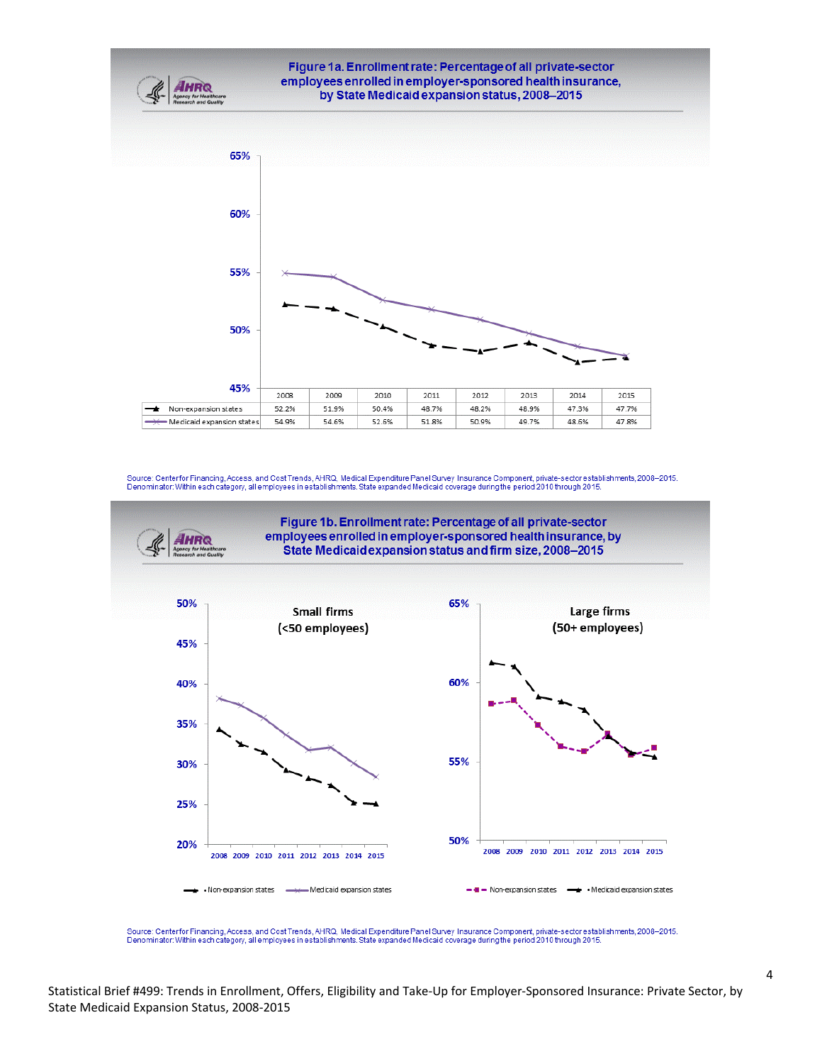**Figure 1a. Enrollment rate: Percentage of all private-sector employees enrolled in employer-sponsored health insurance, by State Medicaid expansion status, 2008–2015**

| | 2008 | 2009 | 2010 | 2011 | 2012 | 2013 | 2014 | 2015 |
|---|---|---|---|---|---|---|---|---|
| Non-expansion states | 52.2% | 51.9% | 50.4% | 48.7% | 48.2% | 48.9% | 47.3% | 47.7% |
| Medicaid expansion states | 54.9% | 54.6% | 52.6% | 51.8% | 50.9% | 49.7% | 48.6% | 47.8% |

Source: Center for Financing, Access, and Cost Trends, AHRQ, Medical Expenditure Panel Survey Insurance Component, private-sector establishments, 2008–2015.
Denominator: Within each category, all employees in establishments. State expanded Medicaid coverage during the period 2010 through 2015.

**Figure 1b. Enrollment rate: Percentage of all private-sector employees enrolled in employer-sponsored health insurance, by State Medicaid expansion status and firm size, 2008–2015**

Small firms (<50 employees)

Large firms (50+ employees)

Source: Center for Financing, Access, and Cost Trends, AHRQ, Medical Expenditure Panel Survey Insurance Component, private-sector establishments, 2008–2015.
Denominator: Within each category, all employees in establishments. State expanded Medicaid coverage during the period 2010 through 2015.

Statistical Brief #499: Trends in Enrollment, Offers, Eligibility and Take-Up for Employer-Sponsored Insurance: Private Sector, by State Medicaid Expansion Status, 2008-2015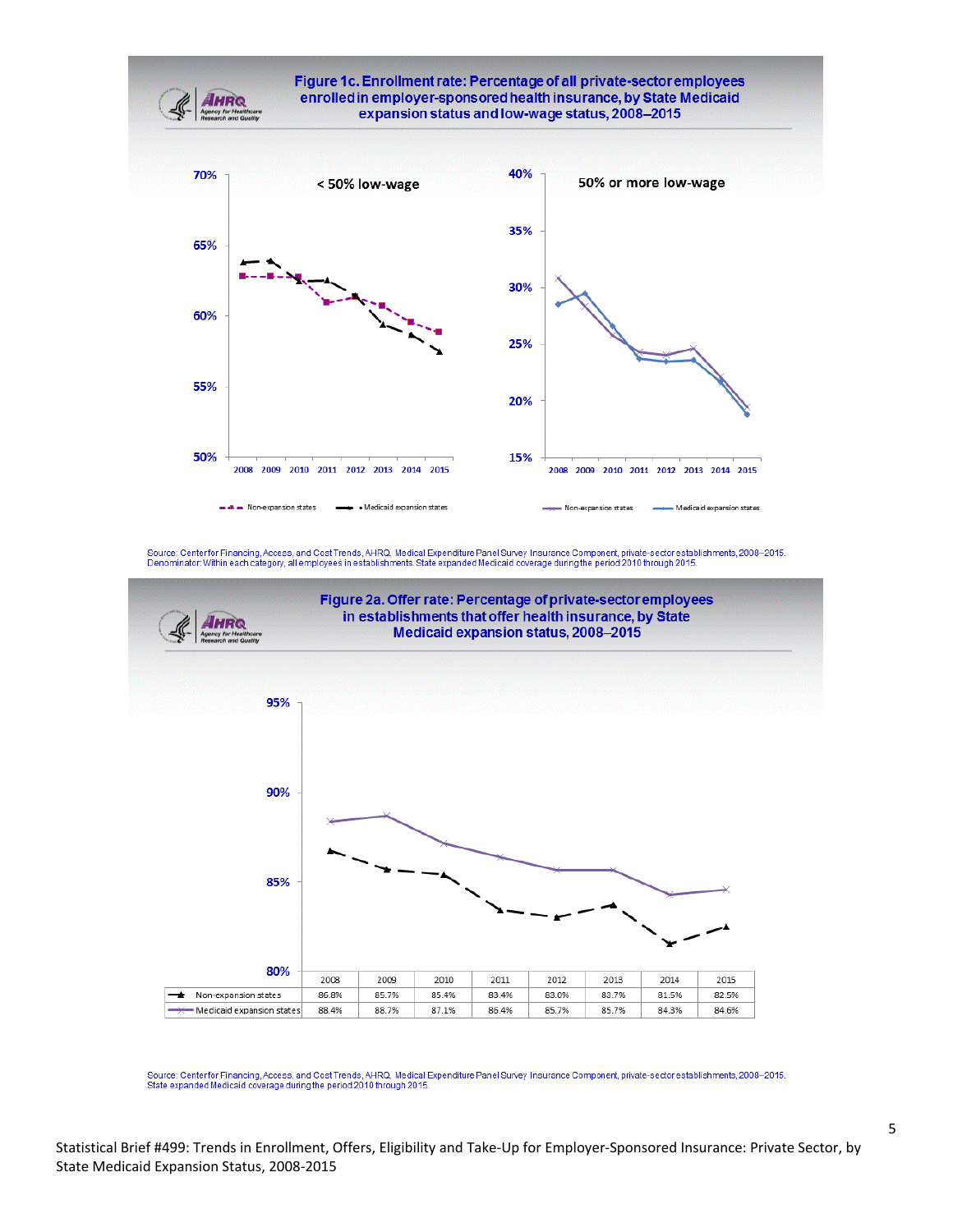**Figure 1c. Enrollment rate: Percentage of all private-sector employees enrolled in employer-sponsored health insurance, by State Medicaid expansion status and low-wage status, 2008–2015**

Source: Center for Financing, Access, and Cost Trends, AHRQ, Medical Expenditure Panel Survey Insurance Component, private-sector establishments, 2008–2015.
Denominator: Within each category, all employees in establishments. State expanded Medicaid coverage during the period 2010 through 2015.

**Figure 2a. Offer rate: Percentage of private-sector employees in establishments that offer health insurance, by State Medicaid expansion status, 2008–2015**

| | 2008 | 2009 | 2010 | 2011 | 2012 | 2013 | 2014 | 2015 |
|---|---|---|---|---|---|---|---|---|
| Non-expansion states | 86.8% | 85.7% | 85.4% | 83.4% | 83.0% | 83.7% | 81.5% | 82.5% |
| Medicaid expansion states | 88.4% | 88.7% | 87.1% | 86.4% | 85.7% | 85.7% | 84.3% | 84.6% |

Source: Center for Financing, Access, and Cost Trends, AHRQ, Medical Expenditure Panel Survey Insurance Component, private-sector establishments, 2008–2015.
State expanded Medicaid coverage during the period 2010 through 2015.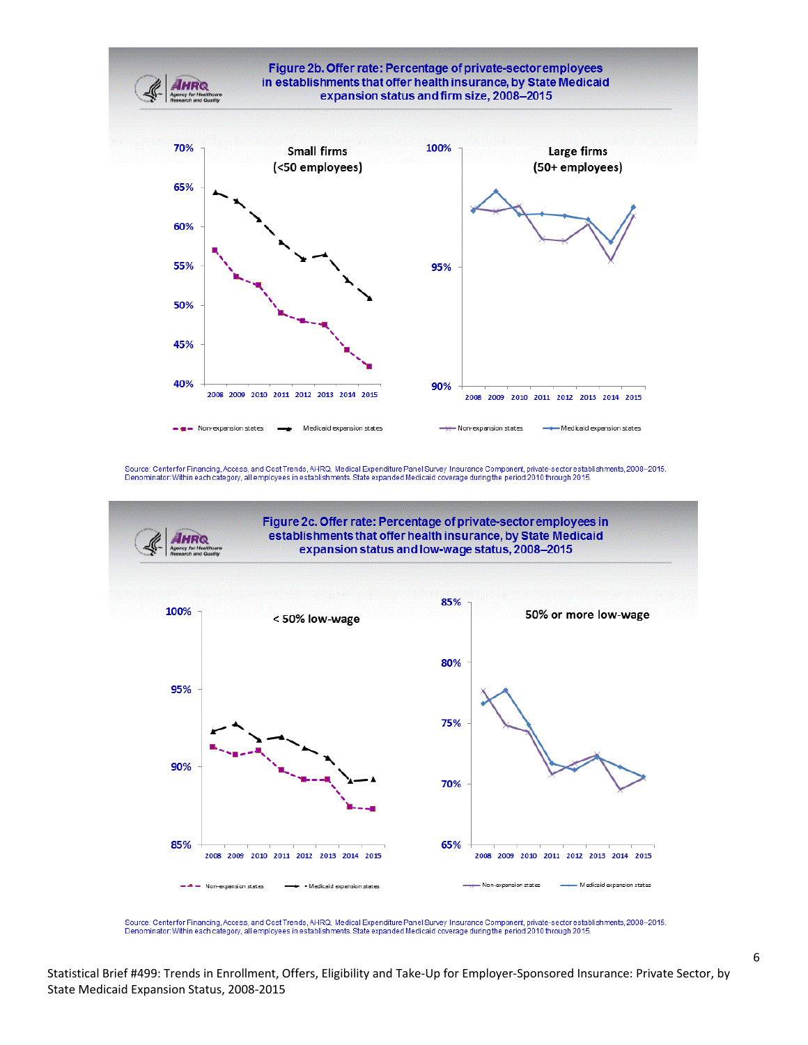### Figure 2b. Offer rate: Percentage of private-sector employees in establishments that offer health insurance, by State Medicaid expansion status and firm size, 2008–2015

Small firms (<50 employees)

Large firms (50+ employees)

Non-expansion states — Medicaid expansion states

Source: Center for Financing, Access, and Cost Trends, AHRQ, Medical Expenditure Panel Survey Insurance Component, private-sector establishments, 2008–2015.
Denominator: Within each category, all employees in establishments. State expanded Medicaid coverage during the period 2010 through 2015.

### Figure 2c. Offer rate: Percentage of private-sector employees in establishments that offer health insurance, by State Medicaid expansion status and low-wage status, 2008–2015

< 50% low-wage

50% or more low-wage

Non-expansion states — Medicaid expansion states

Source: Center for Financing, Access, and Cost Trends, AHRQ, Medical Expenditure Panel Survey Insurance Component, private-sector establishments, 2008–2015.
Denominator: Within each category, all employees in establishments. State expanded Medicaid coverage during the period 2010 through 2015.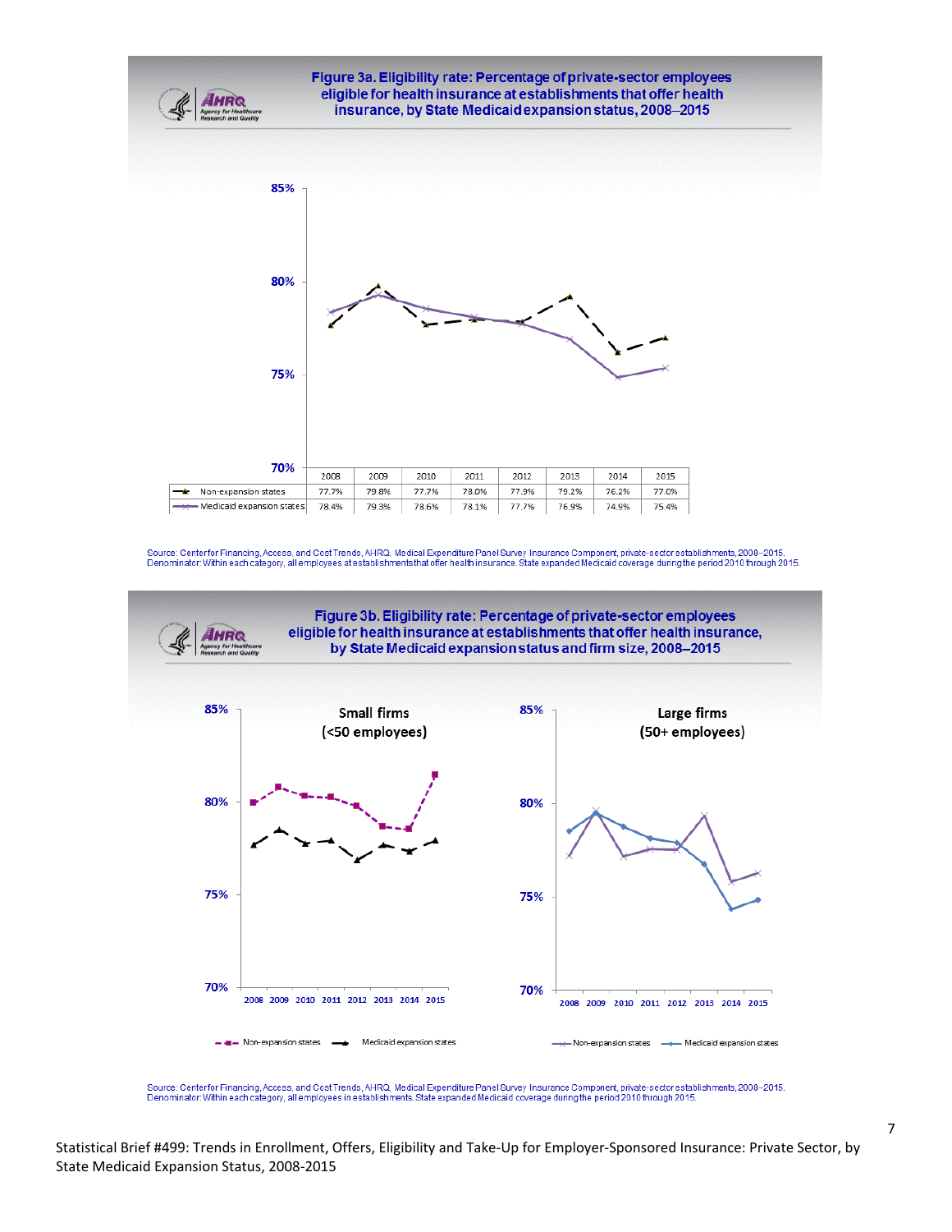## Figure 3a. Eligibility rate: Percentage of private-sector employees eligible for health insurance at establishments that offer health insurance, by State Medicaid expansion status, 2008–2015

| | 2008 | 2009 | 2010 | 2011 | 2012 | 2013 | 2014 | 2015 |
|---|---|---|---|---|---|---|---|---|
| Non-expansion states | 77.7% | 79.8% | 77.7% | 78.0% | 77.9% | 79.2% | 76.2% | 77.0% |
| Medicaid expansion states | 78.4% | 79.3% | 78.6% | 78.1% | 77.7% | 76.9% | 74.9% | 75.4% |

Source: Center for Financing, Access, and Cost Trends, AHRQ, Medical Expenditure Panel Survey Insurance Component, private-sector establishments, 2008–2015.
Denominator: Within each category, all employees at establishments that offer health insurance. State expanded Medicaid coverage during the period 2010 through 2015.

## Figure 3b. Eligibility rate: Percentage of private-sector employees eligible for health insurance at establishments that offer health insurance, by State Medicaid expansion status and firm size, 2008–2015

Small firms (<50 employees) — Non-expansion states; Medicaid expansion states

Large firms (50+ employees) — Non-expansion states; Medicaid expansion states

Source: Center for Financing, Access, and Cost Trends, AHRQ, Medical Expenditure Panel Survey Insurance Component, private-sector establishments, 2008–2015.
Denominator: Within each category, all employees in establishments. State expanded Medicaid coverage during the period 2010 through 2015.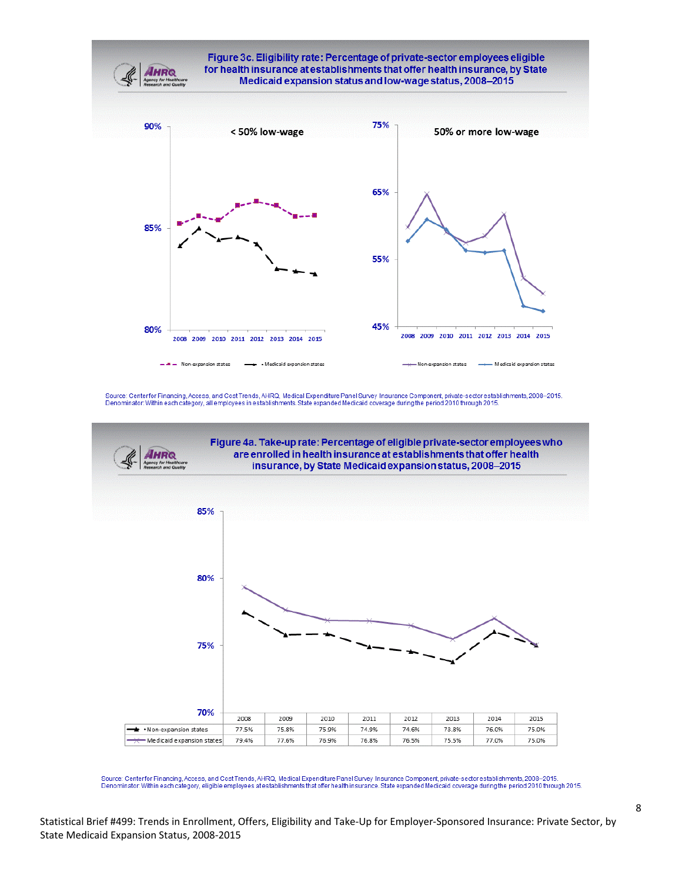## Figure 3c. Eligibility rate: Percentage of private-sector employees eligible for health insurance at establishments that offer health insurance, by State Medicaid expansion status and low-wage status, 2008–2015

< 50% low-wage

50% or more low-wage

Legend: Non-expansion states; Medicaid expansion states

Source: Center for Financing, Access, and Cost Trends, AHRQ, Medical Expenditure Panel Survey Insurance Component, private-sector establishments, 2008–2015.
Denominator: Within each category, all employees in establishments. State expanded Medicaid coverage during the period 2010 through 2015.

## Figure 4a. Take-up rate: Percentage of eligible private-sector employees who are enrolled in health insurance at establishments that offer health insurance, by State Medicaid expansion status, 2008–2015

| | 2008 | 2009 | 2010 | 2011 | 2012 | 2013 | 2014 | 2015 |
|---|---|---|---|---|---|---|---|---|
| Non-expansion states | 77.5% | 75.8% | 75.9% | 74.9% | 74.6% | 73.8% | 76.0% | 75.0% |
| Medicaid expansion states | 79.4% | 77.6% | 76.9% | 76.8% | 76.5% | 75.5% | 77.0% | 75.0% |

Source: Center for Financing, Access, and Cost Trends, AHRQ, Medical Expenditure Panel Survey Insurance Component, private-sector establishments, 2008–2015.
Denominator: Within each category, eligible employees at establishments that offer health insurance. State expanded Medicaid coverage during the period 2010 through 2015.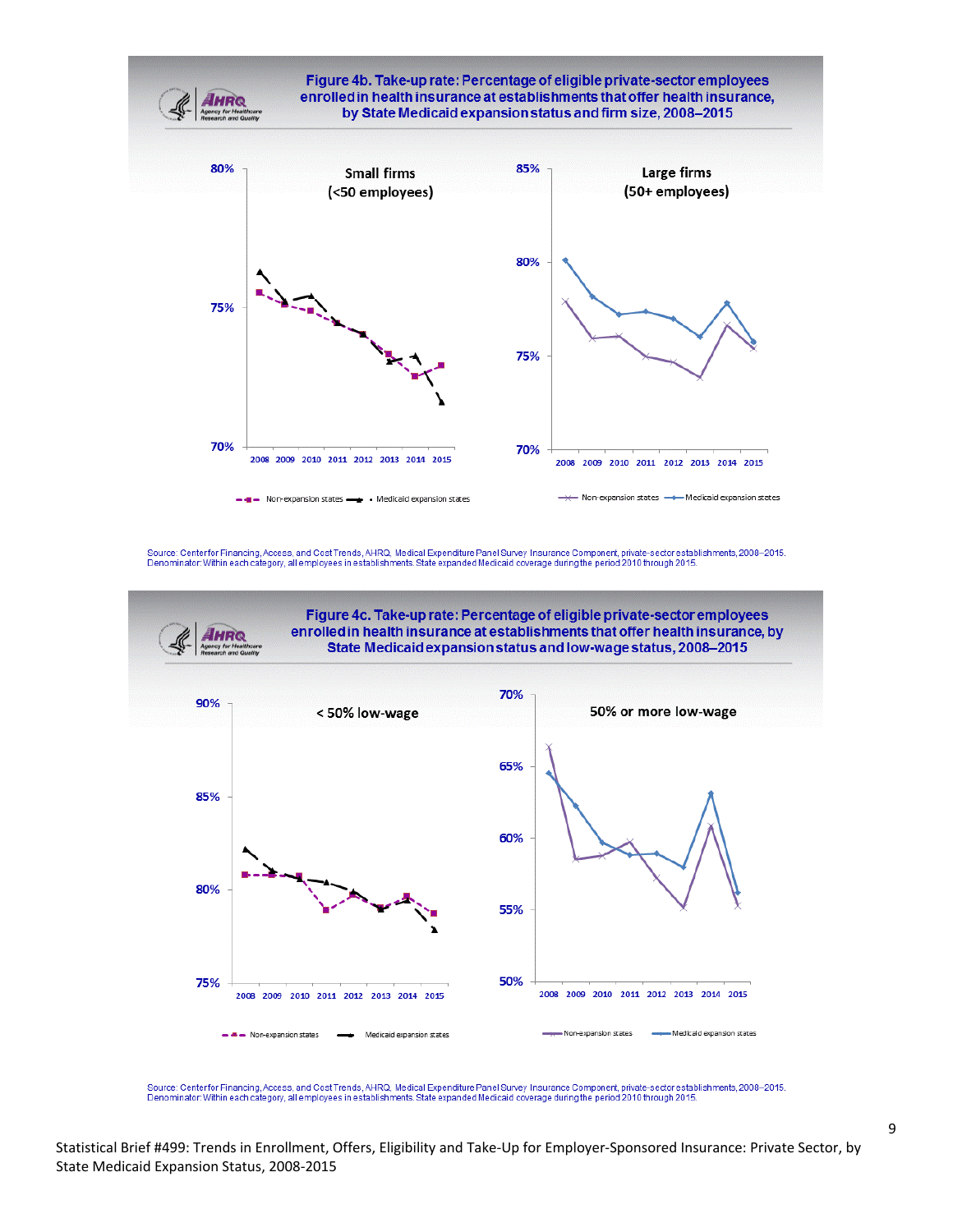Figure 4b. Take-up rate: Percentage of eligible private-sector employees enrolled in health insurance at establishments that offer health insurance, by State Medicaid expansion status and firm size, 2008–2015

Small firms (<50 employees)

80%
75%
70%

2008 2009 2010 2011 2012 2013 2014 2015

Non-expansion states • Medicaid expansion states

Large firms (50+ employees)

85%
80%
75%
70%

2008 2009 2010 2011 2012 2013 2014 2015

Non-expansion states Medicaid expansion states

Source: Center for Financing, Access, and Cost Trends, AHRQ, Medical Expenditure Panel Survey Insurance Component, private-sector establishments, 2008–2015.
Denominator: Within each category, all employees in establishments. State expanded Medicaid coverage during the period 2010 through 2015.

Figure 4c. Take-up rate: Percentage of eligible private-sector employees enrolled in health insurance at establishments that offer health insurance, by State Medicaid expansion status and low-wage status, 2008–2015

< 50% low-wage

90%
85%
80%
75%

2008 2009 2010 2011 2012 2013 2014 2015

Non-expansion states Medicaid expansion states

50% or more low-wage

70%
65%
60%
55%
50%

2008 2009 2010 2011 2012 2013 2014 2015

Non-expansion states Medicaid expansion states

Source: Center for Financing, Access, and Cost Trends, AHRQ, Medical Expenditure Panel Survey Insurance Component, private-sector establishments, 2008–2015.
Denominator: Within each category, all employees in establishments. State expanded Medicaid coverage during the period 2010 through 2015.

Statistical Brief #499: Trends in Enrollment, Offers, Eligibility and Take-Up for Employer-Sponsored Insurance: Private Sector, by State Medicaid Expansion Status, 2008-2015